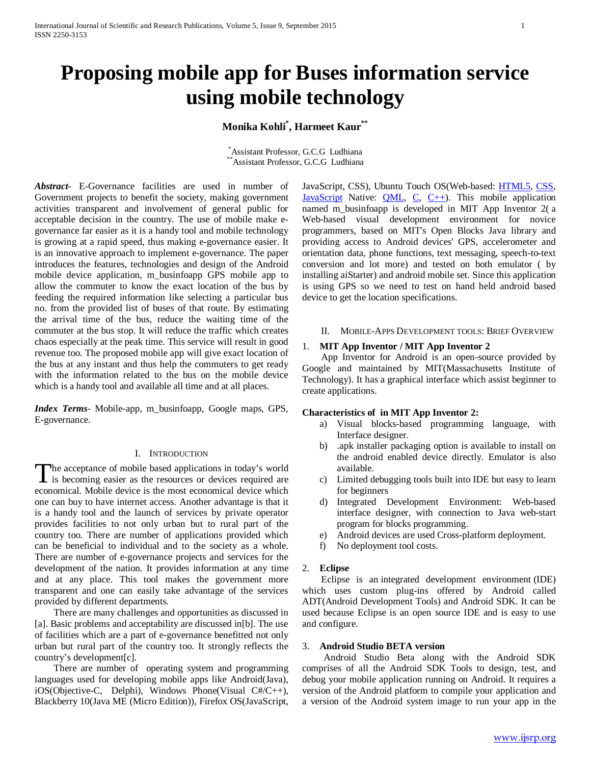# Proposing mobile app for Buses information service using mobile technology

**Monika Kohli[*], Harmeet Kaur[**]**

[*]Assistant Professor, G.C.G Ludhiana
[**]Assistant Professor, G.C.G Ludhiana

***Abstract***- E-Governance facilities are used in number of Government projects to benefit the society, making government activities transparent and involvement of general public for acceptable decision in the country. The use of mobile make e-governance far easier as it is a handy tool and mobile technology is growing at a rapid speed, thus making e-governance easier. It is an innovative approach to implement e-governance. The paper introduces the features, technologies and design of the Android mobile device application, m_businfoapp GPS mobile app to allow the commuter to know the exact location of the bus by feeding the required information like selecting a particular bus no. from the provided list of buses of that route. By estimating the arrival time of the bus, reduce the waiting time of the commuter at the bus stop. It will reduce the traffic which creates chaos especially at the peak time. This service will result in good revenue too. The proposed mobile app will give exact location of the bus at any instant and thus help the commuters to get ready with the information related to the bus on the mobile device which is a handy tool and available all time and at all places.

***Index Terms***- Mobile-app, m_businfoapp, Google maps, GPS, E-governance.

## I. Introduction

The acceptance of mobile based applications in today's world is becoming easier as the resources or devices required are economical. Mobile device is the most economical device which one can buy to have internet access. Another advantage is that it is a handy tool and the launch of services by private operator provides facilities to not only urban but to rural part of the country too. There are number of applications provided which can be beneficial to individual and to the society as a whole. There are number of e-governance projects and services for the development of the nation. It provides information at any time and at any place. This tool makes the government more transparent and one can easily take advantage of the services provided by different departments.

There are many challenges and opportunities as discussed in [a]. Basic problems and acceptability are discussed in[b]. The use of facilities which are a part of e-governance benefitted not only urban but rural part of the country too. It strongly reflects the country's development[c].

There are number of operating system and programming languages used for developing mobile apps like Android(Java), iOS(Objective-C, Delphi), Windows Phone(Visual C#/C++), Blackberry 10(Java ME (Micro Edition)), Firefox OS(JavaScript, JavaScript, CSS), Ubuntu Touch OS(Web-based: HTML5, CSS, JavaScript Native: QML, C, C++). This mobile application named m_businfoapp is developed in MIT App Inventor 2( a Web-based visual development environment for novice programmers, based on MIT's Open Blocks Java library and providing access to Android devices' GPS, accelerometer and orientation data, phone functions, text messaging, speech-to-text conversion and lot more) and tested on both emulator ( by installing aiStarter) and android mobile set. Since this application is using GPS so we need to test on hand held android based device to get the location specifications.

## II. Mobile-Apps Development tools: Brief Overview

### 1. MIT App Inventor / MIT App Inventor 2

App Inventor for Android is an open-source provided by Google and maintained by MIT(Massachusetts Institute of Technology). It has a graphical interface which assist beginner to create applications.

**Characteristics of in MIT App Inventor 2:**

a) Visual blocks-based programming language, with Interface designer.
b) .apk installer packaging option is available to install on the android enabled device directly. Emulator is also available.
c) Limited debugging tools built into IDE but easy to learn for beginners
d) Integrated Development Environment: Web-based interface designer, with connection to Java web-start program for blocks programming.
e) Android devices are used Cross-platform deployment.
f) No deployment tool costs.

### 2. Eclipse

Eclipse is an integrated development environment (IDE) which uses custom plug-ins offered by Android called ADT(Android Development Tools) and Android SDK. It can be used because Eclipse is an open source IDE and is easy to use and configure.

### 3. Android Studio BETA version

Android Studio Beta along with the Android SDK comprises of all the Android SDK Tools to design, test, and debug your mobile application running on Android. It requires a version of the Android platform to compile your application and a version of the Android system image to run your app in the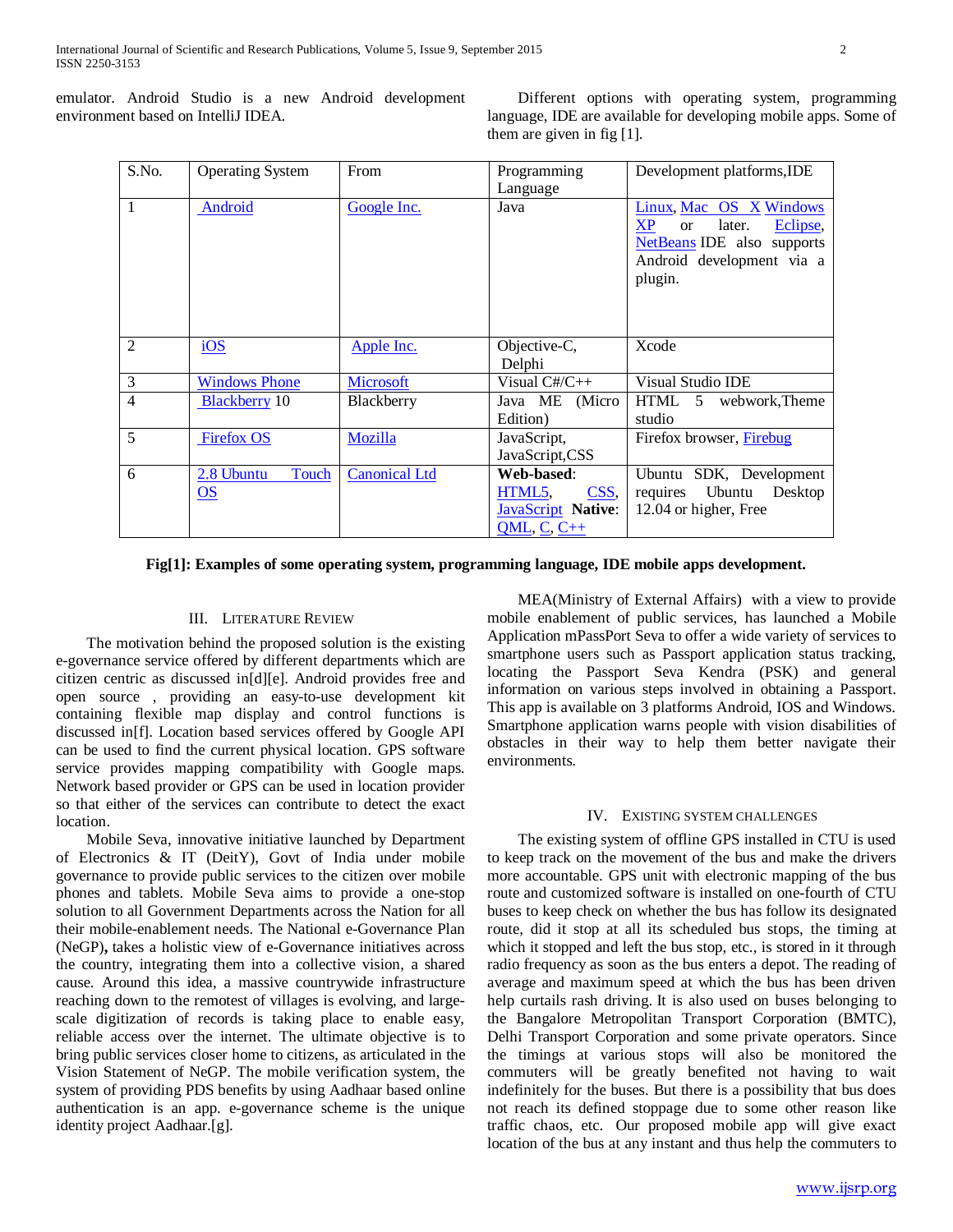emulator. Android Studio is a new Android development environment based on IntelliJ IDEA.

Different options with operating system, programming language, IDE are available for developing mobile apps. Some of them are given in fig [1].

| S.No. | Operating System | From | Programming Language | Development platforms,IDE |
|---|---|---|---|---|
| 1 | Android | Google Inc. | Java | Linux, Mac OS X Windows XP or later. Eclipse, NetBeans IDE also supports Android development via a plugin. |
| 2 | iOS | Apple Inc. | Objective-C, Delphi | Xcode |
| 3 | Windows Phone | Microsoft | Visual C#/C++ | Visual Studio IDE |
| 4 | Blackberry 10 | Blackberry | Java ME (Micro Edition) | HTML 5 webwork,Theme studio |
| 5 | Firefox OS | Mozilla | JavaScript, JavaScript,CSS | Firefox browser, Firebug |
| 6 | 2.8 Ubuntu Touch OS | Canonical Ltd | **Web-based**: HTML5, CSS, JavaScript **Native**: QML, C, C++ | Ubuntu SDK, Development requires Ubuntu Desktop 12.04 or higher, Free |

**Fig[1]: Examples of some operating system, programming language, IDE mobile apps development.**

## III. Literature Review

The motivation behind the proposed solution is the existing e-governance service offered by different departments which are citizen centric as discussed in[d][e]. Android provides free and open source , providing an easy-to-use development kit containing flexible map display and control functions is discussed in[f]. Location based services offered by Google API can be used to find the current physical location. GPS software service provides mapping compatibility with Google maps. Network based provider or GPS can be used in location provider so that either of the services can contribute to detect the exact location.

Mobile Seva, innovative initiative launched by Department of Electronics & IT (DeitY), Govt of India under mobile governance to provide public services to the citizen over mobile phones and tablets. Mobile Seva aims to provide a one-stop solution to all Government Departments across the Nation for all their mobile-enablement needs. The National e-Governance Plan (NeGP)**,** takes a holistic view of e-Governance initiatives across the country, integrating them into a collective vision, a shared cause. Around this idea, a massive countrywide infrastructure reaching down to the remotest of villages is evolving, and large-scale digitization of records is taking place to enable easy, reliable access over the internet. The ultimate objective is to bring public services closer home to citizens, as articulated in the Vision Statement of NeGP. The mobile verification system, the system of providing PDS benefits by using Aadhaar based online authentication is an app. e-governance scheme is the unique identity project Aadhaar.[g].

MEA(Ministry of External Affairs) with a view to provide mobile enablement of public services, has launched a Mobile Application mPassPort Seva to offer a wide variety of services to smartphone users such as Passport application status tracking, locating the Passport Seva Kendra (PSK) and general information on various steps involved in obtaining a Passport. This app is available on 3 platforms Android, IOS and Windows. Smartphone application warns people with vision disabilities of obstacles in their way to help them better navigate their environments.

## IV. Existing System Challenges

The existing system of offline GPS installed in CTU is used to keep track on the movement of the bus and make the drivers more accountable. GPS unit with electronic mapping of the bus route and customized software is installed on one-fourth of CTU buses to keep check on whether the bus has follow its designated route, did it stop at all its scheduled bus stops, the timing at which it stopped and left the bus stop, etc., is stored in it through radio frequency as soon as the bus enters a depot. The reading of average and maximum speed at which the bus has been driven help curtails rash driving. It is also used on buses belonging to the Bangalore Metropolitan Transport Corporation (BMTC), Delhi Transport Corporation and some private operators. Since the timings at various stops will also be monitored the commuters will be greatly benefited not having to wait indefinitely for the buses. But there is a possibility that bus does not reach its defined stoppage due to some other reason like traffic chaos, etc. Our proposed mobile app will give exact location of the bus at any instant and thus help the commuters to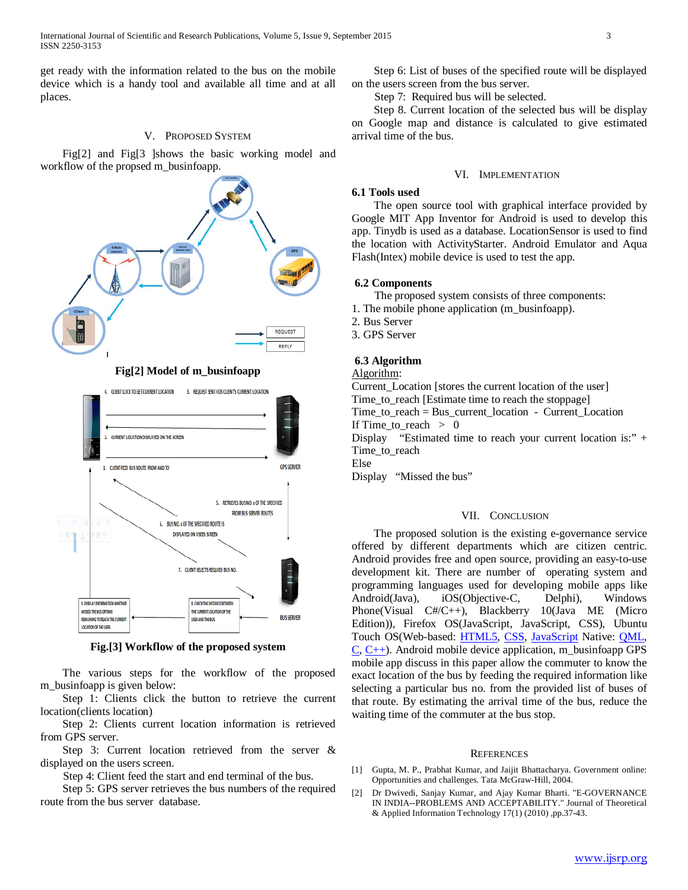get ready with the information related to the bus on the mobile device which is a handy tool and available all time and at all places.

## V. Proposed System

Fig[2] and Fig[3 ]shows the basic working model and workflow of the propsed m_businfoapp.

**Fig[2] Model of m_businfoapp**

**Fig.[3] Workflow of the proposed system**

The various steps for the workflow of the proposed m_businfoapp is given below:

Step 1: Clients click the button to retrieve the current location(clients location)

Step 2: Clients current location information is retrieved from GPS server.

Step 3: Current location retrieved from the server & displayed on the users screen.

Step 4: Client feed the start and end terminal of the bus.

Step 5: GPS server retrieves the bus numbers of the required route from the bus server database.

Step 6: List of buses of the specified route will be displayed on the users screen from the bus server.

Step 7: Required bus will be selected.

Step 8. Current location of the selected bus will be display on Google map and distance is calculated to give estimated arrival time of the bus.

## VI. Implementation

### 6.1 Tools used

The open source tool with graphical interface provided by Google MIT App Inventor for Android is used to develop this app. Tinydb is used as a database. LocationSensor is used to find the location with ActivityStarter. Android Emulator and Aqua Flash(Intex) mobile device is used to test the app.

### 6.2 Components

The proposed system consists of three components:

1. The mobile phone application (m_businfoapp).
2. Bus Server
3. GPS Server

### 6.3 Algorithm

Algorithm:

Current_Location [stores the current location of the user]

Time_to_reach [Estimate time to reach the stoppage]

Time_to_reach = Bus_current_location - Current_Location

If Time_to_reach > 0

Display "Estimated time to reach your current location is:" + Time_to_reach

Else

Display "Missed the bus"

## VII. Conclusion

The proposed solution is the existing e-governance service offered by different departments which are citizen centric. Android provides free and open source, providing an easy-to-use development kit. There are number of operating system and programming languages used for developing mobile apps like Android(Java), iOS(Objective-C, Delphi), Windows Phone(Visual C#/C++), Blackberry 10(Java ME (Micro Edition)), Firefox OS(JavaScript, JavaScript, CSS), Ubuntu Touch OS(Web-based: HTML5, CSS, JavaScript Native: QML, C, C++). Android mobile device application, m_businfoapp GPS mobile app discuss in this paper allow the commuter to know the exact location of the bus by feeding the required information like selecting a particular bus no. from the provided list of buses of that route. By estimating the arrival time of the bus, reduce the waiting time of the commuter at the bus stop.

## References

[1] Gupta, M. P., Prabhat Kumar, and Jaijit Bhattacharya. Government online: Opportunities and challenges. Tata McGraw-Hill, 2004.

[2] Dr Dwivedi, Sanjay Kumar, and Ajay Kumar Bharti. "E-GOVERNANCE IN INDIA--PROBLEMS AND ACCEPTABILITY." Journal of Theoretical & Applied Information Technology 17(1) (2010) ,pp.37-43.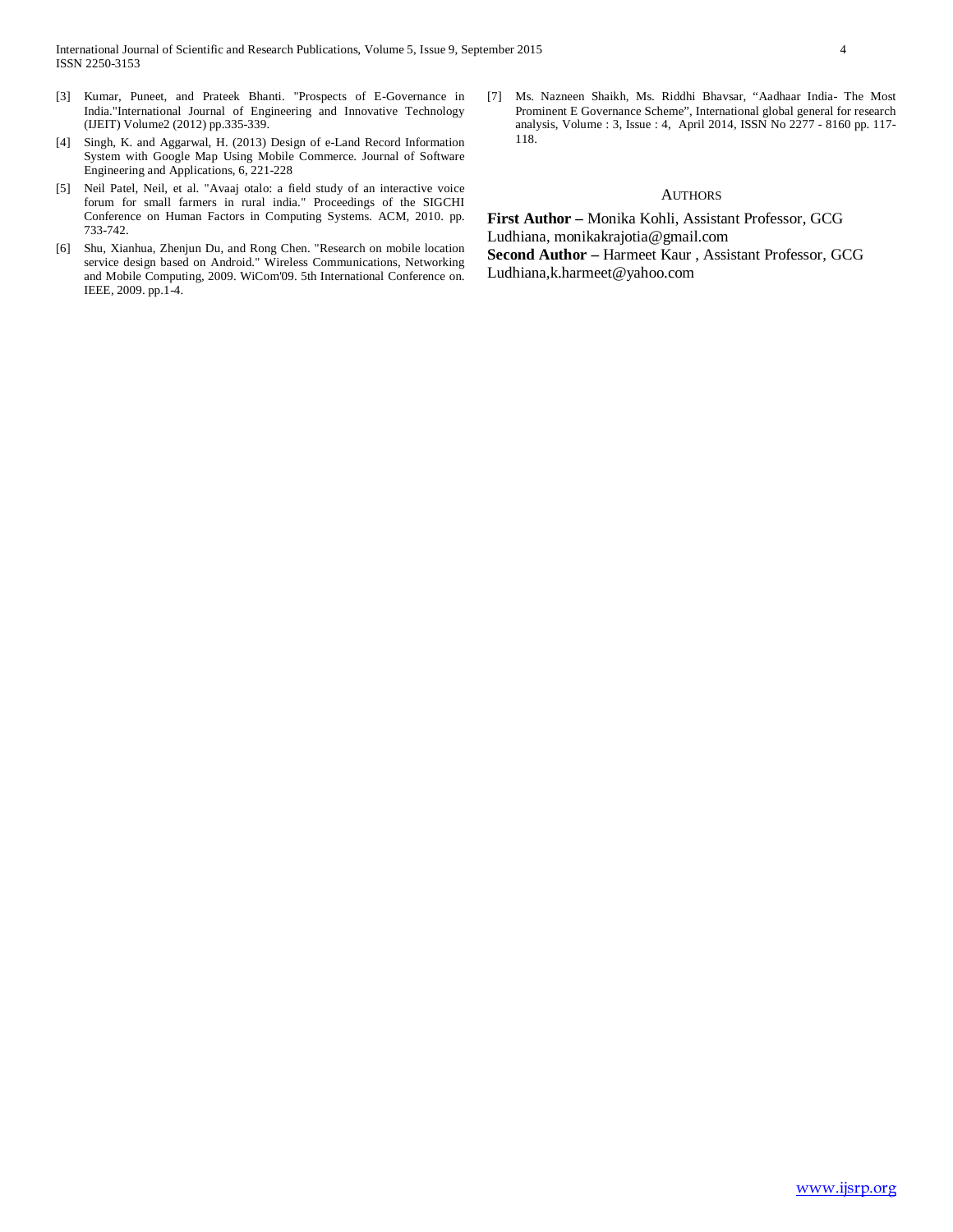[3] Kumar, Puneet, and Prateek Bhanti. "Prospects of E-Governance in India."International Journal of Engineering and Innovative Technology (IJEIT) Volume2 (2012) pp.335-339.

[4] Singh, K. and Aggarwal, H. (2013) Design of e-Land Record Information System with Google Map Using Mobile Commerce. Journal of Software Engineering and Applications, 6, 221-228

[5] Neil Patel, Neil, et al. "Avaaj otalo: a field study of an interactive voice forum for small farmers in rural india." Proceedings of the SIGCHI Conference on Human Factors in Computing Systems. ACM, 2010. pp. 733-742.

[6] Shu, Xianhua, Zhenjun Du, and Rong Chen. "Research on mobile location service design based on Android." Wireless Communications, Networking and Mobile Computing, 2009. WiCom'09. 5th International Conference on. IEEE, 2009. pp.1-4.

[7] Ms. Nazneen Shaikh, Ms. Riddhi Bhavsar, "Aadhaar India- The Most Prominent E Governance Scheme", International global general for research analysis, Volume : 3, Issue : 4, April 2014, ISSN No 2277 - 8160 pp. 117-118.

## AUTHORS

**First Author –** Monika Kohli, Assistant Professor, GCG Ludhiana, monikakrajotia@gmail.com

**Second Author –** Harmeet Kaur , Assistant Professor, GCG Ludhiana,k.harmeet@yahoo.com